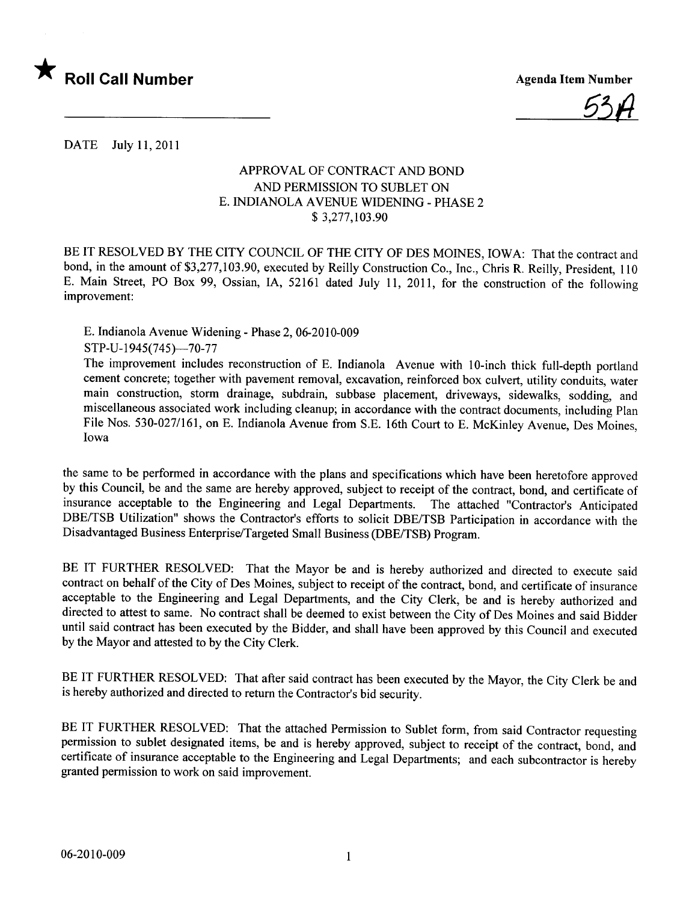★ **Roll Call Number**

**Agenda Item Number**

53A

DATE July 11, 2011

APPROVAL OF CONTRACT AND BOND
AND PERMISSION TO SUBLET ON
E. INDIANOLA AVENUE WIDENING - PHASE 2
$ 3,277,103.90

BE IT RESOLVED BY THE CITY COUNCIL OF THE CITY OF DES MOINES, IOWA: That the contract and bond, in the amount of $3,277,103.90, executed by Reilly Construction Co., Inc., Chris R. Reilly, President, 110 E. Main Street, PO Box 99, Ossian, IA, 52161 dated July 11, 2011, for the construction of the following improvement:

E. Indianola Avenue Widening - Phase 2, 06-2010-009
STP-U-1945(745)—70-77
The improvement includes reconstruction of E. Indianola Avenue with 10-inch thick full-depth portland cement concrete; together with pavement removal, excavation, reinforced box culvert, utility conduits, water main construction, storm drainage, subdrain, subbase placement, driveways, sidewalks, sodding, and miscellaneous associated work including cleanup; in accordance with the contract documents, including Plan File Nos. 530-027/161, on E. Indianola Avenue from S.E. 16th Court to E. McKinley Avenue, Des Moines, Iowa

the same to be performed in accordance with the plans and specifications which have been heretofore approved by this Council, be and the same are hereby approved, subject to receipt of the contract, bond, and certificate of insurance acceptable to the Engineering and Legal Departments. The attached "Contractor's Anticipated DBE/TSB Utilization" shows the Contractor's efforts to solicit DBE/TSB Participation in accordance with the Disadvantaged Business Enterprise/Targeted Small Business (DBE/TSB) Program.

BE IT FURTHER RESOLVED: That the Mayor be and is hereby authorized and directed to execute said contract on behalf of the City of Des Moines, subject to receipt of the contract, bond, and certificate of insurance acceptable to the Engineering and Legal Departments, and the City Clerk, be and is hereby authorized and directed to attest to same. No contract shall be deemed to exist between the City of Des Moines and said Bidder until said contract has been executed by the Bidder, and shall have been approved by this Council and executed by the Mayor and attested to by the City Clerk.

BE IT FURTHER RESOLVED: That after said contract has been executed by the Mayor, the City Clerk be and is hereby authorized and directed to return the Contractor's bid security.

BE IT FURTHER RESOLVED: That the attached Permission to Sublet form, from said Contractor requesting permission to sublet designated items, be and is hereby approved, subject to receipt of the contract, bond, and certificate of insurance acceptable to the Engineering and Legal Departments; and each subcontractor is hereby granted permission to work on said improvement.

06-2010-009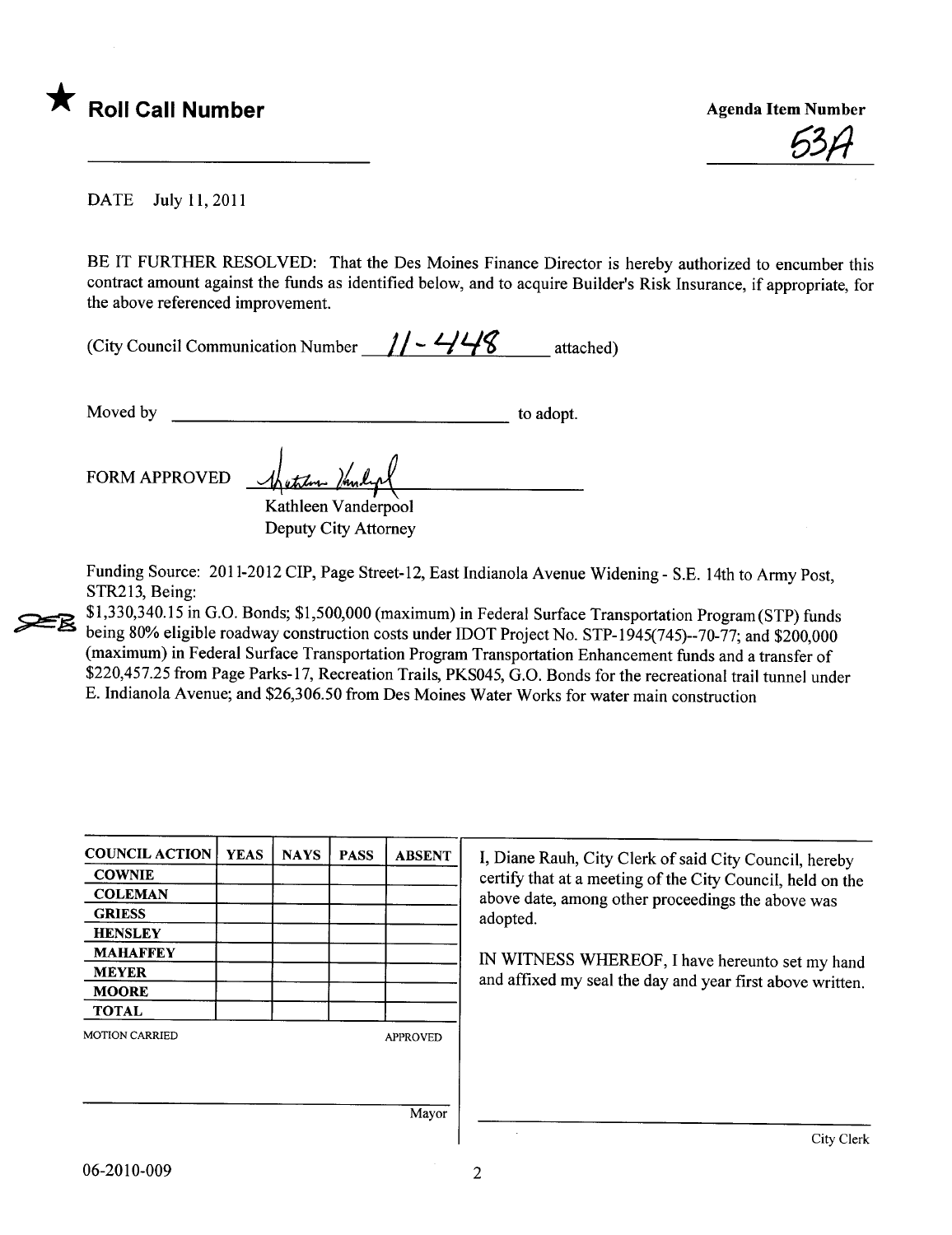★ **Roll Call Number**

**Agenda Item Number**

53A

DATE July 11, 2011

BE IT FURTHER RESOLVED: That the Des Moines Finance Director is hereby authorized to encumber this contract amount against the funds as identified below, and to acquire Builder's Risk Insurance, if appropriate, for the above referenced improvement.

(City Council Communication Number 11-448 attached)

Moved by ______________________________ to adopt.

FORM APPROVED

Kathleen Vanderpool
Deputy City Attorney

Funding Source: 2011-2012 CIP, Page Street-12, East Indianola Avenue Widening - S.E. 14th to Army Post, STR213, Being:

$1,330,340.15 in G.O. Bonds; $1,500,000 (maximum) in Federal Surface Transportation Program (STP) funds being 80% eligible roadway construction costs under IDOT Project No. STP-1945(745)--70-77; and $200,000 (maximum) in Federal Surface Transportation Program Transportation Enhancement funds and a transfer of $220,457.25 from Page Parks-17, Recreation Trails, PKS045, G.O. Bonds for the recreational trail tunnel under E. Indianola Avenue; and $26,306.50 from Des Moines Water Works for water main construction

| COUNCIL ACTION | YEAS | NAYS | PASS | ABSENT |
|---|---|---|---|---|
| COWNIE | | | | |
| COLEMAN | | | | |
| GRIESS | | | | |
| HENSLEY | | | | |
| MAHAFFEY | | | | |
| MEYER | | | | |
| MOORE | | | | |
| TOTAL | | | | |

MOTION CARRIED APPROVED

Mayor

I, Diane Rauh, City Clerk of said City Council, hereby certify that at a meeting of the City Council, held on the above date, among other proceedings the above was adopted.

IN WITNESS WHEREOF, I have hereunto set my hand and affixed my seal the day and year first above written.

City Clerk

06-2010-009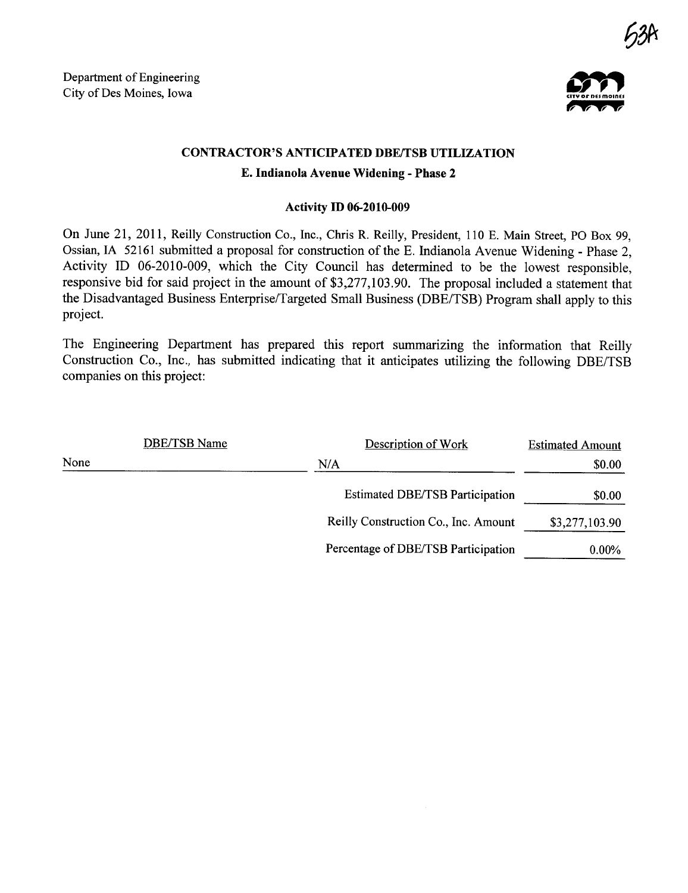53A

Department of Engineering
City of Des Moines, Iowa

## CONTRACTOR'S ANTICIPATED DBE/TSB UTILIZATION

### E. Indianola Avenue Widening - Phase 2

#### Activity ID 06-2010-009

On June 21, 2011, Reilly Construction Co., Inc., Chris R. Reilly, President, 110 E. Main Street, PO Box 99, Ossian, IA 52161 submitted a proposal for construction of the E. Indianola Avenue Widening - Phase 2, Activity ID 06-2010-009, which the City Council has determined to be the lowest responsible, responsive bid for said project in the amount of $3,277,103.90. The proposal included a statement that the Disadvantaged Business Enterprise/Targeted Small Business (DBE/TSB) Program shall apply to this project.

The Engineering Department has prepared this report summarizing the information that Reilly Construction Co., Inc., has submitted indicating that it anticipates utilizing the following DBE/TSB companies on this project:

| DBE/TSB Name | Description of Work | Estimated Amount |
|---|---|---|
| None | N/A | $0.00 |
| | Estimated DBE/TSB Participation | $0.00 |
| | Reilly Construction Co., Inc. Amount | $3,277,103.90 |
| | Percentage of DBE/TSB Participation | 0.00% |